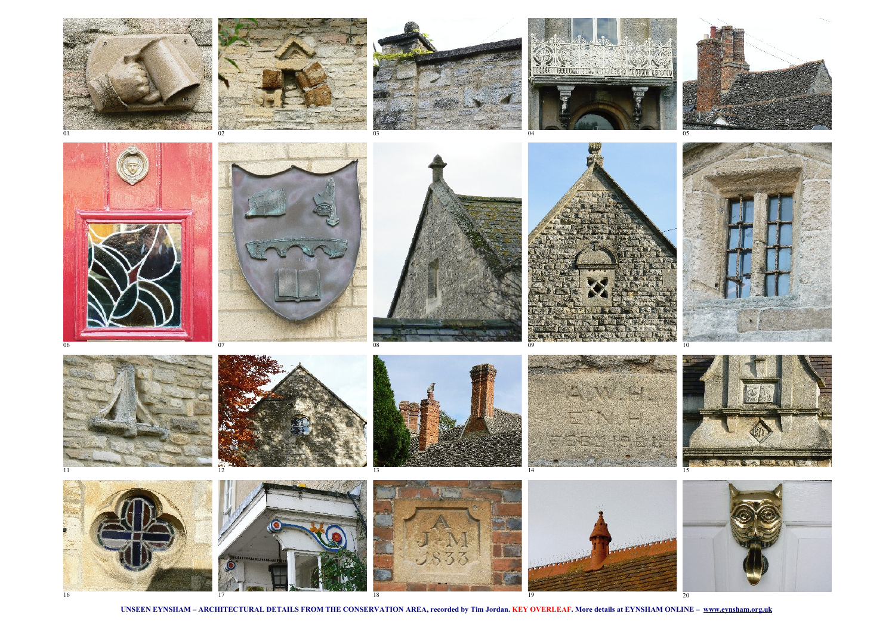01

02

03

04

05

06

07

08

09

10

11

12

13

14

15

16

17

18

19

20

**UNSEEN EYNSHAM – ARCHITECTURAL DETAILS FROM THE CONSERVATION AREA, recorded by Tim Jordan. KEY OVERLEAF. More details at EYNSHAM ONLINE – www.eynsham.org.uk**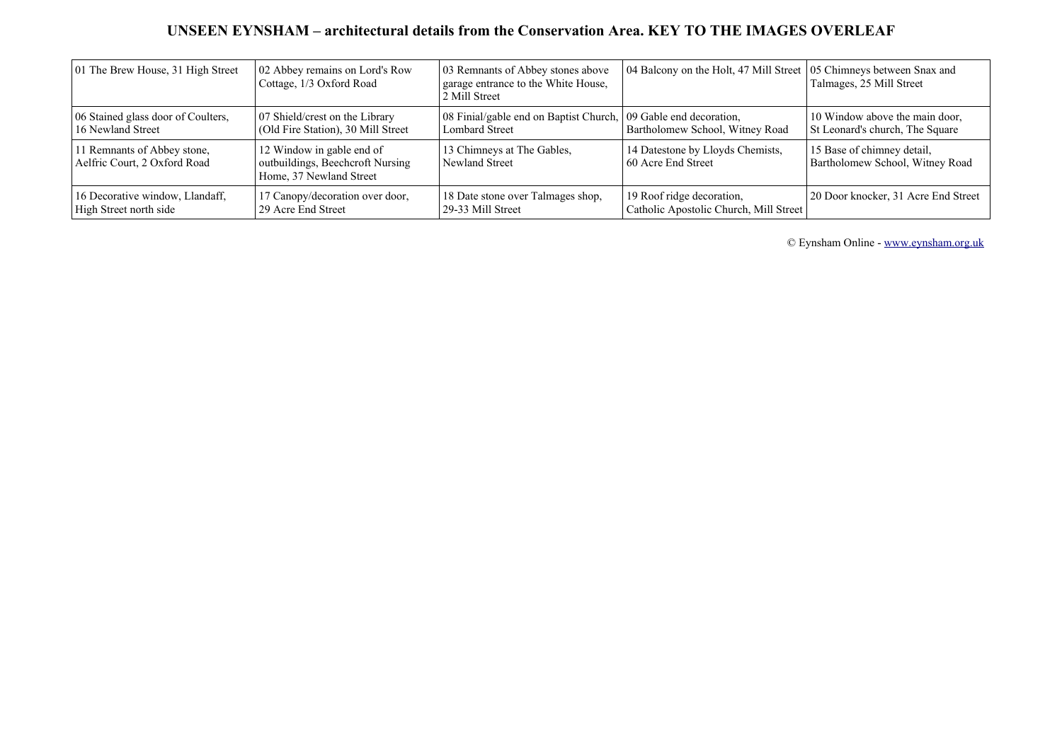# UNSEEN EYNSHAM – architectural details from the Conservation Area. KEY TO THE IMAGES OVERLEAF

| | | | | |
|---|---|---|---|---|
| 01 The Brew House, 31 High Street | 02 Abbey remains on Lord's Row Cottage, 1/3 Oxford Road | 03 Remnants of Abbey stones above garage entrance to the White House, 2 Mill Street | 04 Balcony on the Holt, 47 Mill Street | 05 Chimneys between Snax and Talmages, 25 Mill Street |
| 06 Stained glass door of Coulters, 16 Newland Street | 07 Shield/crest on the Library (Old Fire Station), 30 Mill Street | 08 Finial/gable end on Baptist Church, Lombard Street | 09 Gable end decoration, Bartholomew School, Witney Road | 10 Window above the main door, St Leonard's church, The Square |
| 11 Remnants of Abbey stone, Aelfric Court, 2 Oxford Road | 12 Window in gable end of outbuildings, Beechcroft Nursing Home, 37 Newland Street | 13 Chimneys at The Gables, Newland Street | 14 Datestone by Lloyds Chemists, 60 Acre End Street | 15 Base of chimney detail, Bartholomew School, Witney Road |
| 16 Decorative window, Llandaff, High Street north side | 17 Canopy/decoration over door, 29 Acre End Street | 18 Date stone over Talmages shop, 29-33 Mill Street | 19 Roof ridge decoration, Catholic Apostolic Church, Mill Street | 20 Door knocker, 31 Acre End Street |

© Eynsham Online - www.eynsham.org.uk